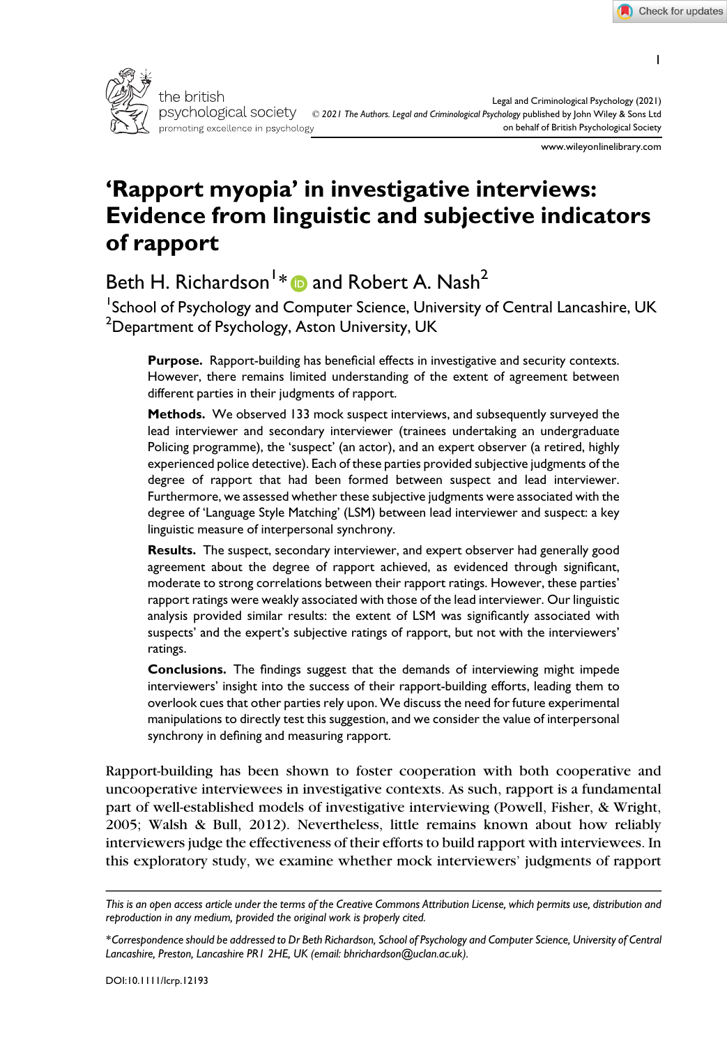# 'Rapport myopia' in investigative interviews: Evidence from linguistic and subjective indicators of rapport

Beth H. Richardson[1]* and Robert A. Nash[2]

[1]School of Psychology and Computer Science, University of Central Lancashire, UK
[2]Department of Psychology, Aston University, UK

**Purpose.** Rapport-building has beneficial effects in investigative and security contexts. However, there remains limited understanding of the extent of agreement between different parties in their judgments of rapport.

**Methods.** We observed 133 mock suspect interviews, and subsequently surveyed the lead interviewer and secondary interviewer (trainees undertaking an undergraduate Policing programme), the 'suspect' (an actor), and an expert observer (a retired, highly experienced police detective). Each of these parties provided subjective judgments of the degree of rapport that had been formed between suspect and lead interviewer. Furthermore, we assessed whether these subjective judgments were associated with the degree of 'Language Style Matching' (LSM) between lead interviewer and suspect: a key linguistic measure of interpersonal synchrony.

**Results.** The suspect, secondary interviewer, and expert observer had generally good agreement about the degree of rapport achieved, as evidenced through significant, moderate to strong correlations between their rapport ratings. However, these parties' rapport ratings were weakly associated with those of the lead interviewer. Our linguistic analysis provided similar results: the extent of LSM was significantly associated with suspects' and the expert's subjective ratings of rapport, but not with the interviewers' ratings.

**Conclusions.** The findings suggest that the demands of interviewing might impede interviewers' insight into the success of their rapport-building efforts, leading them to overlook cues that other parties rely upon. We discuss the need for future experimental manipulations to directly test this suggestion, and we consider the value of interpersonal synchrony in defining and measuring rapport.

Rapport-building has been shown to foster cooperation with both cooperative and uncooperative interviewees in investigative contexts. As such, rapport is a fundamental part of well-established models of investigative interviewing (Powell, Fisher, & Wright, 2005; Walsh & Bull, 2012). Nevertheless, little remains known about how reliably interviewers judge the effectiveness of their efforts to build rapport with interviewees. In this exploratory study, we examine whether mock interviewers' judgments of rapport

*This is an open access article under the terms of the Creative Commons Attribution License, which permits use, distribution and reproduction in any medium, provided the original work is properly cited.*

*Correspondence should be addressed to Dr Beth Richardson, School of Psychology and Computer Science, University of Central Lancashire, Preston, Lancashire PR1 2HE, UK (email: bhrichardson@uclan.ac.uk).*

DOI:10.1111/lcrp.12193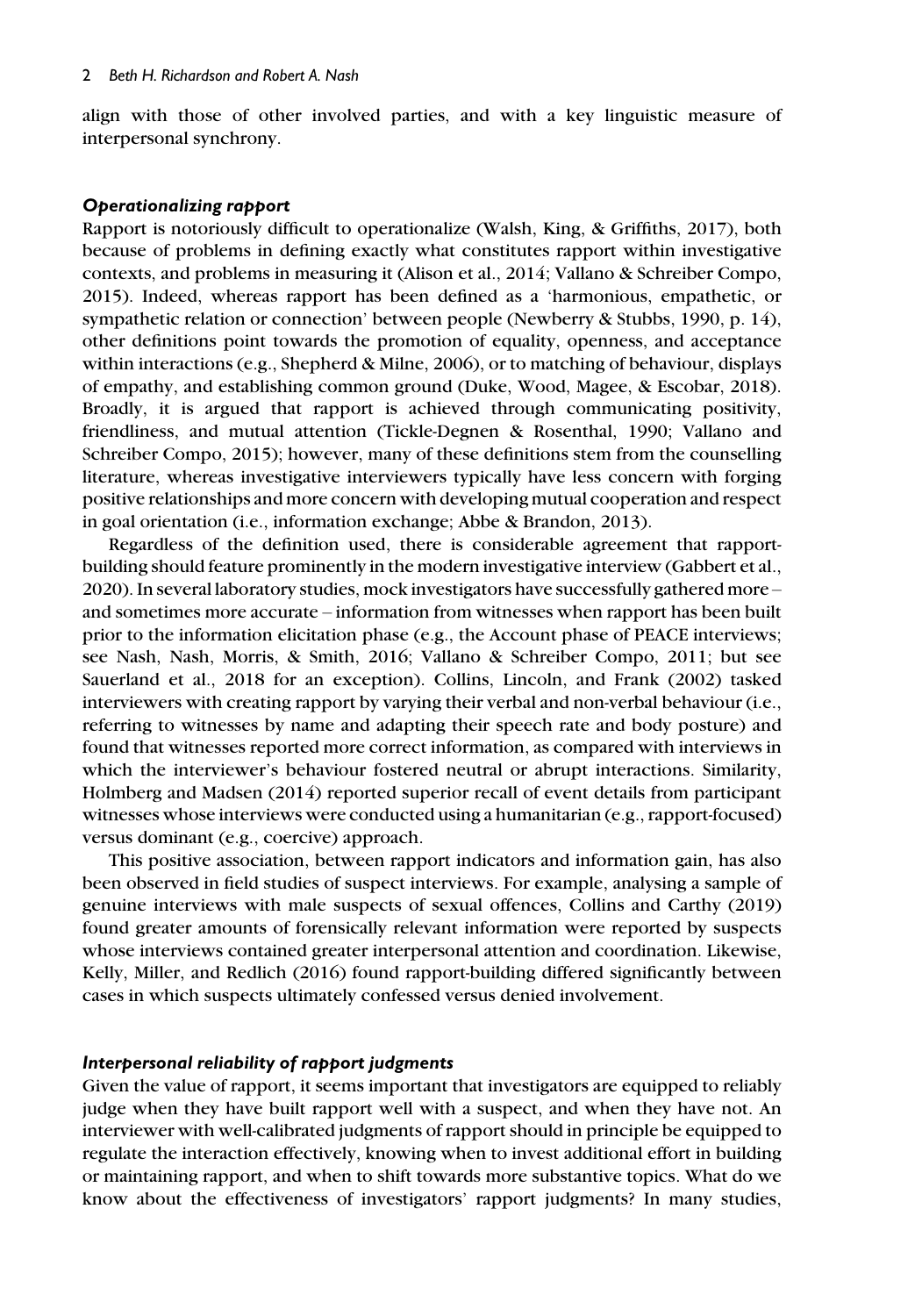align with those of other involved parties, and with a key linguistic measure of interpersonal synchrony.

### *Operationalizing rapport*

Rapport is notoriously difficult to operationalize (Walsh, King, & Griffiths, 2017), both because of problems in defining exactly what constitutes rapport within investigative contexts, and problems in measuring it (Alison et al., 2014; Vallano & Schreiber Compo, 2015). Indeed, whereas rapport has been defined as a 'harmonious, empathetic, or sympathetic relation or connection' between people (Newberry & Stubbs, 1990, p. 14), other definitions point towards the promotion of equality, openness, and acceptance within interactions (e.g., Shepherd & Milne, 2006), or to matching of behaviour, displays of empathy, and establishing common ground (Duke, Wood, Magee, & Escobar, 2018). Broadly, it is argued that rapport is achieved through communicating positivity, friendliness, and mutual attention (Tickle-Degnen & Rosenthal, 1990; Vallano and Schreiber Compo, 2015); however, many of these definitions stem from the counselling literature, whereas investigative interviewers typically have less concern with forging positive relationships and more concern with developing mutual cooperation and respect in goal orientation (i.e., information exchange; Abbe & Brandon, 2013).

Regardless of the definition used, there is considerable agreement that rapport-building should feature prominently in the modern investigative interview (Gabbert et al., 2020). In several laboratory studies, mock investigators have successfully gathered more – and sometimes more accurate – information from witnesses when rapport has been built prior to the information elicitation phase (e.g., the Account phase of PEACE interviews; see Nash, Nash, Morris, & Smith, 2016; Vallano & Schreiber Compo, 2011; but see Sauerland et al., 2018 for an exception). Collins, Lincoln, and Frank (2002) tasked interviewers with creating rapport by varying their verbal and non-verbal behaviour (i.e., referring to witnesses by name and adapting their speech rate and body posture) and found that witnesses reported more correct information, as compared with interviews in which the interviewer's behaviour fostered neutral or abrupt interactions. Similarity, Holmberg and Madsen (2014) reported superior recall of event details from participant witnesses whose interviews were conducted using a humanitarian (e.g., rapport-focused) versus dominant (e.g., coercive) approach.

This positive association, between rapport indicators and information gain, has also been observed in field studies of suspect interviews. For example, analysing a sample of genuine interviews with male suspects of sexual offences, Collins and Carthy (2019) found greater amounts of forensically relevant information were reported by suspects whose interviews contained greater interpersonal attention and coordination. Likewise, Kelly, Miller, and Redlich (2016) found rapport-building differed significantly between cases in which suspects ultimately confessed versus denied involvement.

### *Interpersonal reliability of rapport judgments*

Given the value of rapport, it seems important that investigators are equipped to reliably judge when they have built rapport well with a suspect, and when they have not. An interviewer with well-calibrated judgments of rapport should in principle be equipped to regulate the interaction effectively, knowing when to invest additional effort in building or maintaining rapport, and when to shift towards more substantive topics. What do we know about the effectiveness of investigators' rapport judgments? In many studies,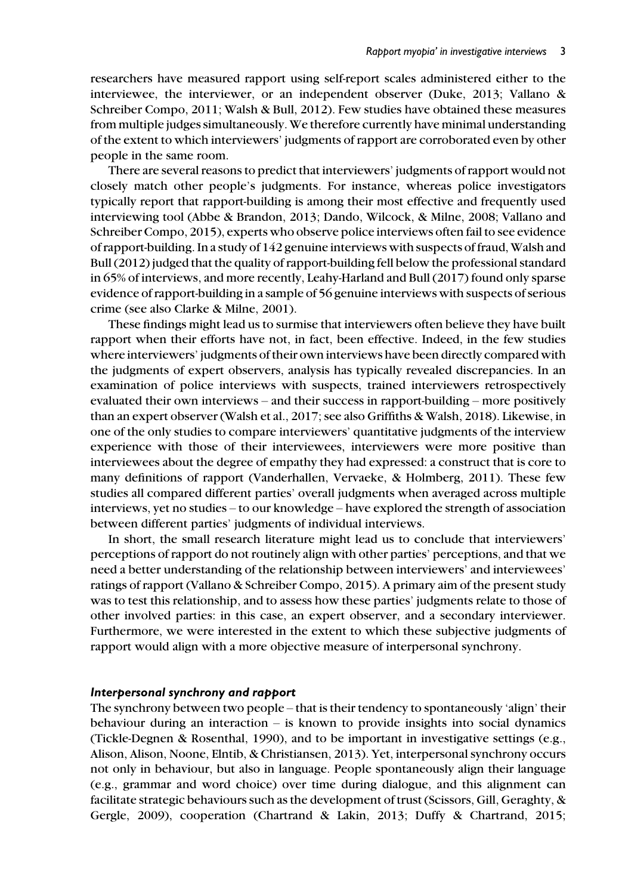researchers have measured rapport using self-report scales administered either to the interviewee, the interviewer, or an independent observer (Duke, 2013; Vallano & Schreiber Compo, 2011; Walsh & Bull, 2012). Few studies have obtained these measures from multiple judges simultaneously. We therefore currently have minimal understanding of the extent to which interviewers' judgments of rapport are corroborated even by other people in the same room.

There are several reasons to predict that interviewers' judgments of rapport would not closely match other people's judgments. For instance, whereas police investigators typically report that rapport-building is among their most effective and frequently used interviewing tool (Abbe & Brandon, 2013; Dando, Wilcock, & Milne, 2008; Vallano and Schreiber Compo, 2015), experts who observe police interviews often fail to see evidence of rapport-building. In a study of 142 genuine interviews with suspects of fraud, Walsh and Bull (2012) judged that the quality of rapport-building fell below the professional standard in 65% of interviews, and more recently, Leahy-Harland and Bull (2017) found only sparse evidence of rapport-building in a sample of 56 genuine interviews with suspects of serious crime (see also Clarke & Milne, 2001).

These findings might lead us to surmise that interviewers often believe they have built rapport when their efforts have not, in fact, been effective. Indeed, in the few studies where interviewers' judgments of their own interviews have been directly compared with the judgments of expert observers, analysis has typically revealed discrepancies. In an examination of police interviews with suspects, trained interviewers retrospectively evaluated their own interviews – and their success in rapport-building – more positively than an expert observer (Walsh et al., 2017; see also Griffiths & Walsh, 2018). Likewise, in one of the only studies to compare interviewers' quantitative judgments of the interview experience with those of their interviewees, interviewers were more positive than interviewees about the degree of empathy they had expressed: a construct that is core to many definitions of rapport (Vanderhallen, Vervaeke, & Holmberg, 2011). These few studies all compared different parties' overall judgments when averaged across multiple interviews, yet no studies – to our knowledge – have explored the strength of association between different parties' judgments of individual interviews.

In short, the small research literature might lead us to conclude that interviewers' perceptions of rapport do not routinely align with other parties' perceptions, and that we need a better understanding of the relationship between interviewers' and interviewees' ratings of rapport (Vallano & Schreiber Compo, 2015). A primary aim of the present study was to test this relationship, and to assess how these parties' judgments relate to those of other involved parties: in this case, an expert observer, and a secondary interviewer. Furthermore, we were interested in the extent to which these subjective judgments of rapport would align with a more objective measure of interpersonal synchrony.

### *Interpersonal synchrony and rapport*

The synchrony between two people – that is their tendency to spontaneously 'align' their behaviour during an interaction – is known to provide insights into social dynamics (Tickle-Degnen & Rosenthal, 1990), and to be important in investigative settings (e.g., Alison, Alison, Noone, Elntib, & Christiansen, 2013). Yet, interpersonal synchrony occurs not only in behaviour, but also in language. People spontaneously align their language (e.g., grammar and word choice) over time during dialogue, and this alignment can facilitate strategic behaviours such as the development of trust (Scissors, Gill, Geraghty, & Gergle, 2009), cooperation (Chartrand & Lakin, 2013; Duffy & Chartrand, 2015;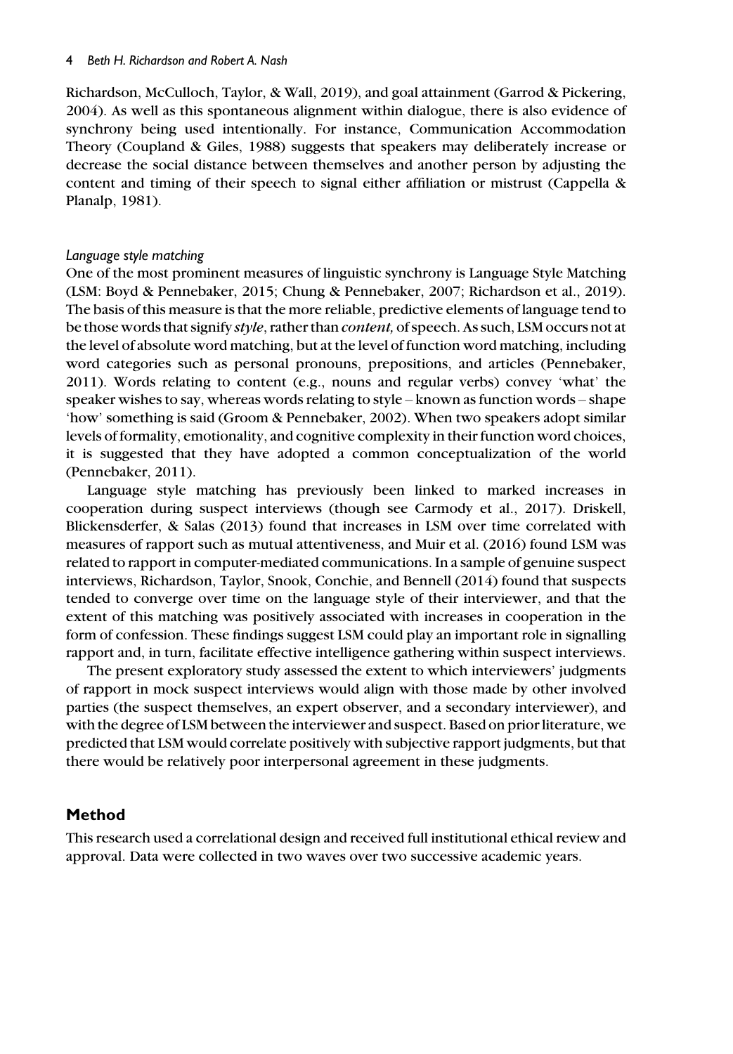Richardson, McCulloch, Taylor, & Wall, 2019), and goal attainment (Garrod & Pickering, 2004). As well as this spontaneous alignment within dialogue, there is also evidence of synchrony being used intentionally. For instance, Communication Accommodation Theory (Coupland & Giles, 1988) suggests that speakers may deliberately increase or decrease the social distance between themselves and another person by adjusting the content and timing of their speech to signal either affiliation or mistrust (Cappella & Planalp, 1981).

### *Language style matching*

One of the most prominent measures of linguistic synchrony is Language Style Matching (LSM: Boyd & Pennebaker, 2015; Chung & Pennebaker, 2007; Richardson et al., 2019). The basis of this measure is that the more reliable, predictive elements of language tend to be those words that signify *style*, rather than *content,* of speech. As such, LSM occurs not at the level of absolute word matching, but at the level of function word matching, including word categories such as personal pronouns, prepositions, and articles (Pennebaker, 2011). Words relating to content (e.g., nouns and regular verbs) convey 'what' the speaker wishes to say, whereas words relating to style – known as function words – shape 'how' something is said (Groom & Pennebaker, 2002). When two speakers adopt similar levels of formality, emotionality, and cognitive complexity in their function word choices, it is suggested that they have adopted a common conceptualization of the world (Pennebaker, 2011).

Language style matching has previously been linked to marked increases in cooperation during suspect interviews (though see Carmody et al., 2017). Driskell, Blickensderfer, & Salas (2013) found that increases in LSM over time correlated with measures of rapport such as mutual attentiveness, and Muir et al. (2016) found LSM was related to rapport in computer-mediated communications. In a sample of genuine suspect interviews, Richardson, Taylor, Snook, Conchie, and Bennell (2014) found that suspects tended to converge over time on the language style of their interviewer, and that the extent of this matching was positively associated with increases in cooperation in the form of confession. These findings suggest LSM could play an important role in signalling rapport and, in turn, facilitate effective intelligence gathering within suspect interviews.

The present exploratory study assessed the extent to which interviewers' judgments of rapport in mock suspect interviews would align with those made by other involved parties (the suspect themselves, an expert observer, and a secondary interviewer), and with the degree of LSM between the interviewer and suspect. Based on prior literature, we predicted that LSM would correlate positively with subjective rapport judgments, but that there would be relatively poor interpersonal agreement in these judgments.

## Method

This research used a correlational design and received full institutional ethical review and approval. Data were collected in two waves over two successive academic years.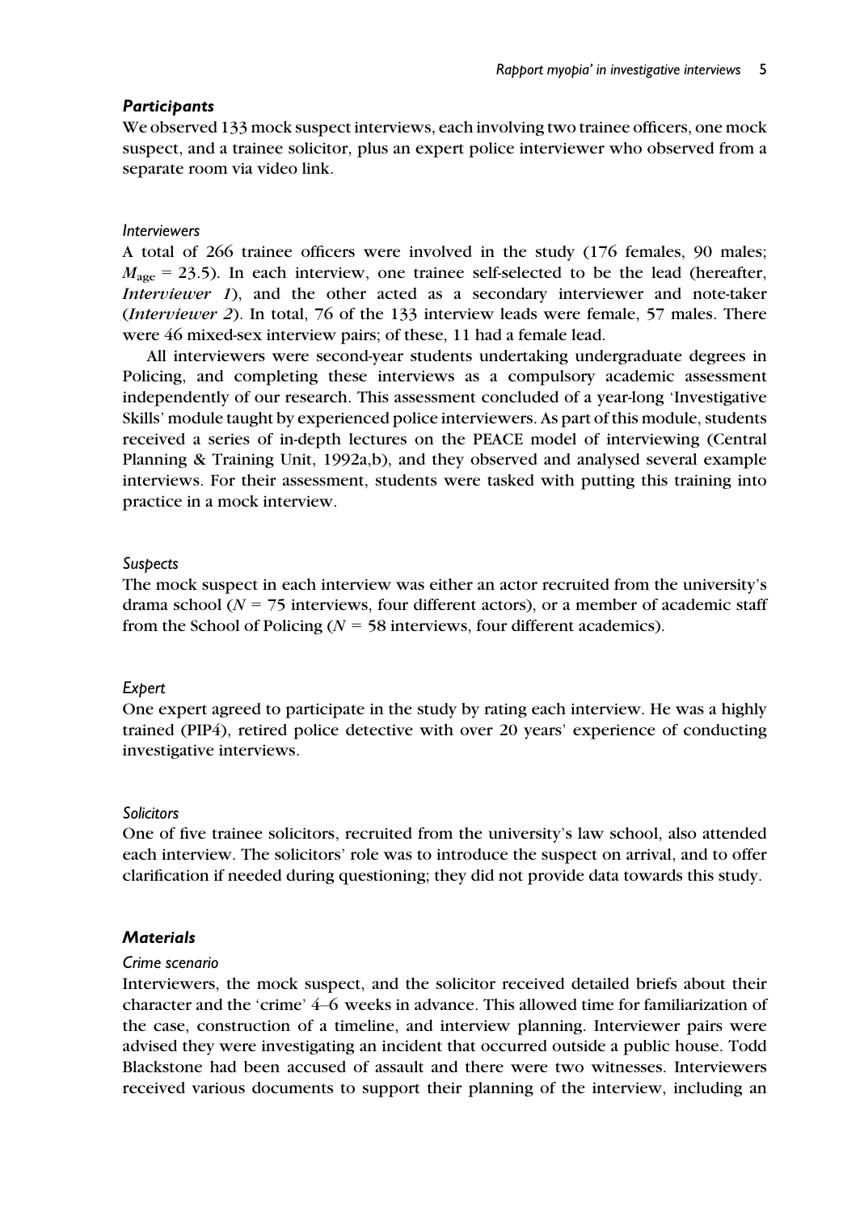### *Participants*

We observed 133 mock suspect interviews, each involving two trainee officers, one mock suspect, and a trainee solicitor, plus an expert police interviewer who observed from a separate room via video link.

#### *Interviewers*

A total of 266 trainee officers were involved in the study (176 females, 90 males; $M_{\text{age}}$ = 23.5). In each interview, one trainee self-selected to be the lead (hereafter, *Interviewer 1*), and the other acted as a secondary interviewer and note-taker (*Interviewer 2*). In total, 76 of the 133 interview leads were female, 57 males. There were 46 mixed-sex interview pairs; of these, 11 had a female lead.

All interviewers were second-year students undertaking undergraduate degrees in Policing, and completing these interviews as a compulsory academic assessment independently of our research. This assessment concluded of a year-long 'Investigative Skills' module taught by experienced police interviewers. As part of this module, students received a series of in-depth lectures on the PEACE model of interviewing (Central Planning & Training Unit, 1992a,b), and they observed and analysed several example interviews. For their assessment, students were tasked with putting this training into practice in a mock interview.

#### *Suspects*

The mock suspect in each interview was either an actor recruited from the university's drama school ($N$ = 75 interviews, four different actors), or a member of academic staff from the School of Policing ($N$ = 58 interviews, four different academics).

#### *Expert*

One expert agreed to participate in the study by rating each interview. He was a highly trained (PIP4), retired police detective with over 20 years' experience of conducting investigative interviews.

#### *Solicitors*

One of five trainee solicitors, recruited from the university's law school, also attended each interview. The solicitors' role was to introduce the suspect on arrival, and to offer clarification if needed during questioning; they did not provide data towards this study.

### *Materials*

#### *Crime scenario*

Interviewers, the mock suspect, and the solicitor received detailed briefs about their character and the 'crime' 4–6 weeks in advance. This allowed time for familiarization of the case, construction of a timeline, and interview planning. Interviewer pairs were advised they were investigating an incident that occurred outside a public house. Todd Blackstone had been accused of assault and there were two witnesses. Interviewers received various documents to support their planning of the interview, including an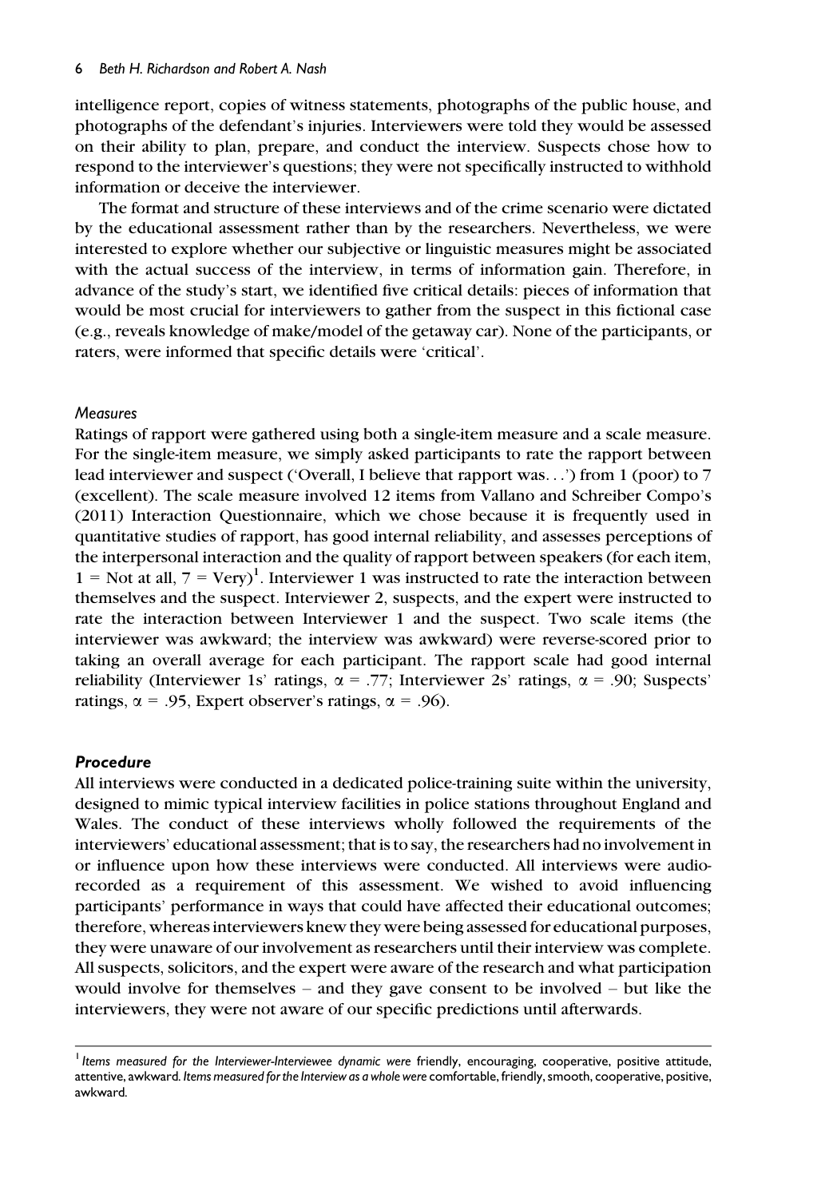intelligence report, copies of witness statements, photographs of the public house, and photographs of the defendant's injuries. Interviewers were told they would be assessed on their ability to plan, prepare, and conduct the interview. Suspects chose how to respond to the interviewer's questions; they were not specifically instructed to withhold information or deceive the interviewer.

The format and structure of these interviews and of the crime scenario were dictated by the educational assessment rather than by the researchers. Nevertheless, we were interested to explore whether our subjective or linguistic measures might be associated with the actual success of the interview, in terms of information gain. Therefore, in advance of the study's start, we identified five critical details: pieces of information that would be most crucial for interviewers to gather from the suspect in this fictional case (e.g., reveals knowledge of make/model of the getaway car). None of the participants, or raters, were informed that specific details were 'critical'.

### *Measures*

Ratings of rapport were gathered using both a single-item measure and a scale measure. For the single-item measure, we simply asked participants to rate the rapport between lead interviewer and suspect ('Overall, I believe that rapport was…') from 1 (poor) to 7 (excellent). The scale measure involved 12 items from Vallano and Schreiber Compo's (2011) Interaction Questionnaire, which we chose because it is frequently used in quantitative studies of rapport, has good internal reliability, and assesses perceptions of the interpersonal interaction and the quality of rapport between speakers (for each item, 1 = Not at all, 7 = Very)[1]. Interviewer 1 was instructed to rate the interaction between themselves and the suspect. Interviewer 2, suspects, and the expert were instructed to rate the interaction between Interviewer 1 and the suspect. Two scale items (the interviewer was awkward; the interview was awkward) were reverse-scored prior to taking an overall average for each participant. The rapport scale had good internal reliability (Interviewer 1s' ratings, $\alpha = .77$; Interviewer 2s' ratings, $\alpha = .90$; Suspects' ratings, $\alpha = .95$, Expert observer's ratings, $\alpha = .96$).

### ***Procedure***

All interviews were conducted in a dedicated police-training suite within the university, designed to mimic typical interview facilities in police stations throughout England and Wales. The conduct of these interviews wholly followed the requirements of the interviewers' educational assessment; that is to say, the researchers had no involvement in or influence upon how these interviews were conducted. All interviews were audio-recorded as a requirement of this assessment. We wished to avoid influencing participants' performance in ways that could have affected their educational outcomes; therefore, whereas interviewers knew they were being assessed for educational purposes, they were unaware of our involvement as researchers until their interview was complete. All suspects, solicitors, and the expert were aware of the research and what participation would involve for themselves – and they gave consent to be involved – but like the interviewers, they were not aware of our specific predictions until afterwards.

---

[1] *Items measured for the Interviewer-Interviewee dynamic were* friendly, encouraging, cooperative, positive attitude, attentive, awkward. *Items measured for the Interview as a whole were* comfortable, friendly, smooth, cooperative, positive, awkward.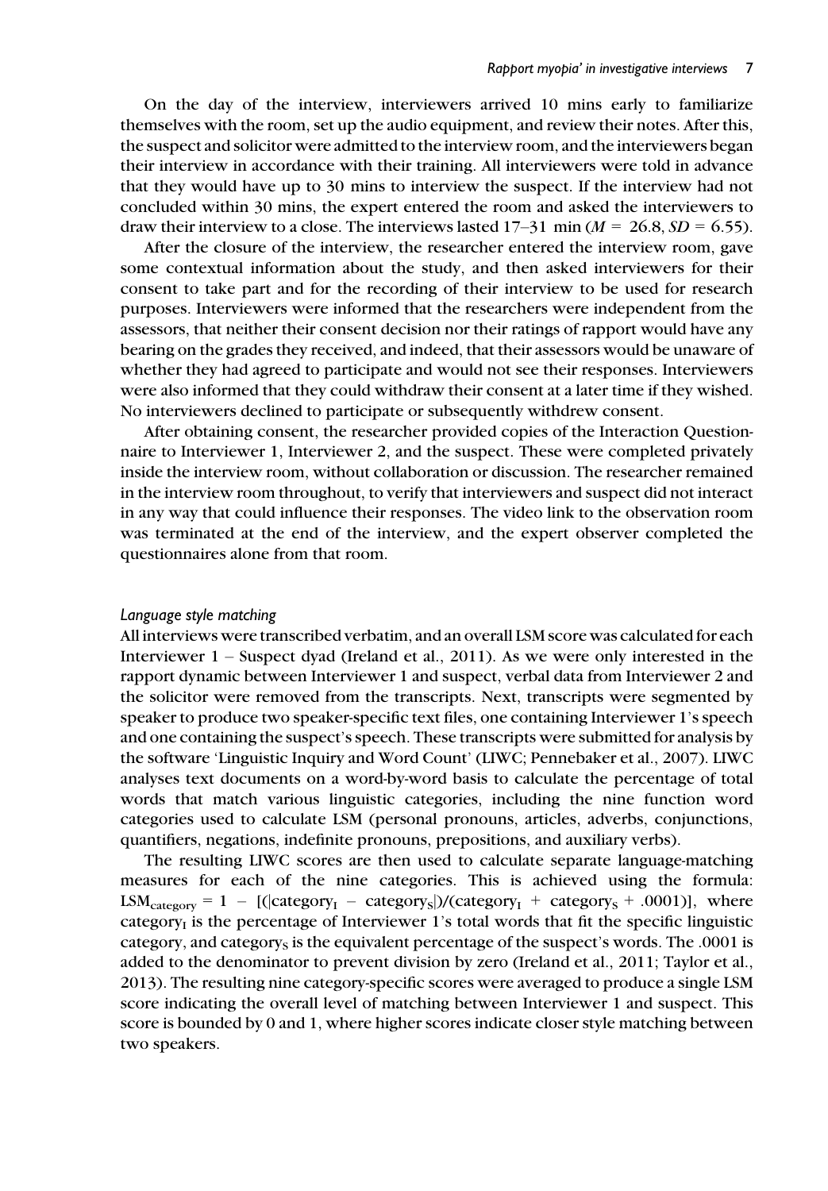On the day of the interview, interviewers arrived 10 mins early to familiarize themselves with the room, set up the audio equipment, and review their notes. After this, the suspect and solicitor were admitted to the interview room, and the interviewers began their interview in accordance with their training. All interviewers were told in advance that they would have up to 30 mins to interview the suspect. If the interview had not concluded within 30 mins, the expert entered the room and asked the interviewers to draw their interview to a close. The interviews lasted 17–31 min ($M = 26.8$, $SD = 6.55$).

After the closure of the interview, the researcher entered the interview room, gave some contextual information about the study, and then asked interviewers for their consent to take part and for the recording of their interview to be used for research purposes. Interviewers were informed that the researchers were independent from the assessors, that neither their consent decision nor their ratings of rapport would have any bearing on the grades they received, and indeed, that their assessors would be unaware of whether they had agreed to participate and would not see their responses. Interviewers were also informed that they could withdraw their consent at a later time if they wished. No interviewers declined to participate or subsequently withdrew consent.

After obtaining consent, the researcher provided copies of the Interaction Questionnaire to Interviewer 1, Interviewer 2, and the suspect. These were completed privately inside the interview room, without collaboration or discussion. The researcher remained in the interview room throughout, to verify that interviewers and suspect did not interact in any way that could influence their responses. The video link to the observation room was terminated at the end of the interview, and the expert observer completed the questionnaires alone from that room.

### *Language style matching*

All interviews were transcribed verbatim, and an overall LSM score was calculated for each Interviewer 1 – Suspect dyad (Ireland et al., 2011). As we were only interested in the rapport dynamic between Interviewer 1 and suspect, verbal data from Interviewer 2 and the solicitor were removed from the transcripts. Next, transcripts were segmented by speaker to produce two speaker-specific text files, one containing Interviewer 1's speech and one containing the suspect's speech. These transcripts were submitted for analysis by the software 'Linguistic Inquiry and Word Count' (LIWC; Pennebaker et al., 2007). LIWC analyses text documents on a word-by-word basis to calculate the percentage of total words that match various linguistic categories, including the nine function word categories used to calculate LSM (personal pronouns, articles, adverbs, conjunctions, quantifiers, negations, indefinite pronouns, prepositions, and auxiliary verbs).

The resulting LIWC scores are then used to calculate separate language-matching measures for each of the nine categories. This is achieved using the formula: $LSM_{category} = 1 - [(|category_I - category_S|)/(category_I + category_S + .0001)]$, where $category_I$ is the percentage of Interviewer 1's total words that fit the specific linguistic category, and $category_S$ is the equivalent percentage of the suspect's words. The .0001 is added to the denominator to prevent division by zero (Ireland et al., 2011; Taylor et al., 2013). The resulting nine category-specific scores were averaged to produce a single LSM score indicating the overall level of matching between Interviewer 1 and suspect. This score is bounded by 0 and 1, where higher scores indicate closer style matching between two speakers.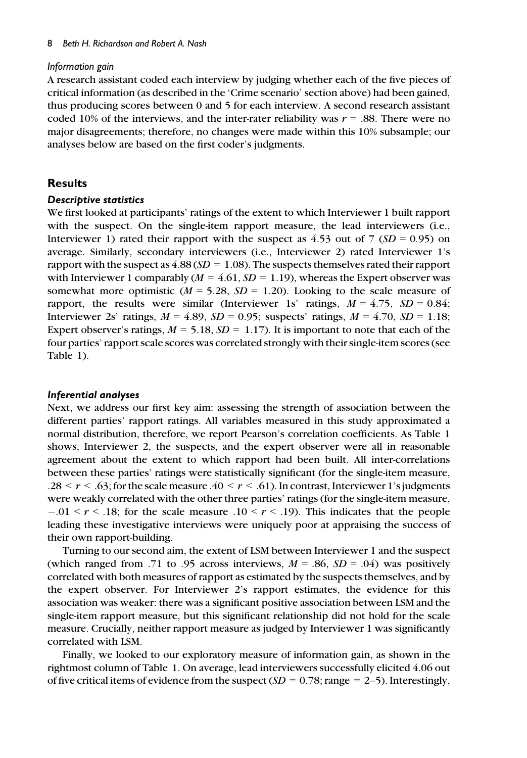*Information gain*

A research assistant coded each interview by judging whether each of the five pieces of critical information (as described in the 'Crime scenario' section above) had been gained, thus producing scores between 0 and 5 for each interview. A second research assistant coded 10% of the interviews, and the inter-rater reliability was $r = .88$. There were no major disagreements; therefore, no changes were made within this 10% subsample; our analyses below are based on the first coder's judgments.

## Results

### *Descriptive statistics*

We first looked at participants' ratings of the extent to which Interviewer 1 built rapport with the suspect. On the single-item rapport measure, the lead interviewers (i.e., Interviewer 1) rated their rapport with the suspect as 4.53 out of 7 ($SD = 0.95$) on average. Similarly, secondary interviewers (i.e., Interviewer 2) rated Interviewer 1's rapport with the suspect as 4.88 ($SD = 1.08$). The suspects themselves rated their rapport with Interviewer 1 comparably ($M = 4.61$, $SD = 1.19$), whereas the Expert observer was somewhat more optimistic ($M = 5.28$, $SD = 1.20$). Looking to the scale measure of rapport, the results were similar (Interviewer 1s' ratings, $M = 4.75$, $SD = 0.84$; Interviewer 2s' ratings, $M = 4.89$, $SD = 0.95$; suspects' ratings, $M = 4.70$, $SD = 1.18$; Expert observer's ratings, $M = 5.18$, $SD = 1.17$). It is important to note that each of the four parties' rapport scale scores was correlated strongly with their single-item scores (see Table 1).

### *Inferential analyses*

Next, we address our first key aim: assessing the strength of association between the different parties' rapport ratings. All variables measured in this study approximated a normal distribution, therefore, we report Pearson's correlation coefficients. As Table 1 shows, Interviewer 2, the suspects, and the expert observer were all in reasonable agreement about the extent to which rapport had been built. All inter-correlations between these parties' ratings were statistically significant (for the single-item measure, $.28 < r < .63$; for the scale measure $.40 < r < .61$). In contrast, Interviewer 1's judgments were weakly correlated with the other three parties' ratings (for the single-item measure, $-.01 < r < .18$; for the scale measure $.10 < r < .19$). This indicates that the people leading these investigative interviews were uniquely poor at appraising the success of their own rapport-building.

Turning to our second aim, the extent of LSM between Interviewer 1 and the suspect (which ranged from .71 to .95 across interviews, $M = .86$, $SD = .04$) was positively correlated with both measures of rapport as estimated by the suspects themselves, and by the expert observer. For Interviewer 2's rapport estimates, the evidence for this association was weaker: there was a significant positive association between LSM and the single-item rapport measure, but this significant relationship did not hold for the scale measure. Crucially, neither rapport measure as judged by Interviewer 1 was significantly correlated with LSM.

Finally, we looked to our exploratory measure of information gain, as shown in the rightmost column of Table 1. On average, lead interviewers successfully elicited 4.06 out of five critical items of evidence from the suspect ($SD = 0.78$; range = 2–5). Interestingly,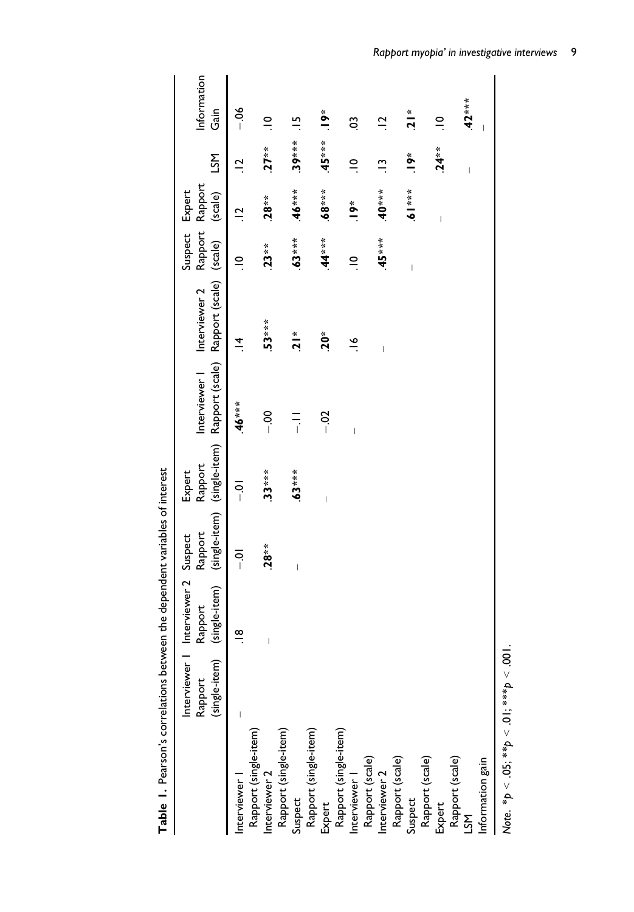**Table 1.** Pearson's correlations between the dependent variables of interest

| | Interviewer 1 Rapport (single-item) | Interviewer 2 Rapport (single-item) | Suspect Rapport (single-item) | Expert Rapport (single-item) | Interviewer 1 Rapport (scale) | Interviewer 2 Rapport (scale) | Suspect Rapport (scale) | Expert Rapport (scale) | LSM | Information Gain |
|---|---|---|---|---|---|---|---|---|---|---|
| Interviewer 1 Rapport (single-item) | – | .18 | −.01 | −.01 | **.46*****| .14 | .10 | .12 | .12 | −.06 |
| Interviewer 2 Rapport (single-item) | | – | **.28**** | **.33***** | −.00 | **.53***** | **.23**** | **.28**** | **.27**** | .10 |
| Suspect Rapport (single-item) | | | – | **.63***** | −.11 | **.21*** | **.63***** | **.46***** | **.39***** | .15 |
| Expert Rapport (single-item) | | | | – | −.02 | **.20*** | **.44***** | **.68***** | **.45***** | **.19*** |
| Interviewer 1 Rapport (scale) | | | | | – | .16 | .10 | **.19*** | .10 | .03 |
| Interviewer 2 Rapport (scale) | | | | | | – | **.45***** | **.40***** | .13 | .12 |
| Suspect Rapport (scale) | | | | | | | – | **.61***** | **.19*** | **.21*** |
| Expert Rapport (scale) | | | | | | | | – | **.24**** | .10 |
| LSM | | | | | | | | | – | **.42***** |
| Information gain | | | | | | | | | | – |

*Note*. $*p < .05$; $**p < .01$; $***p < .001$.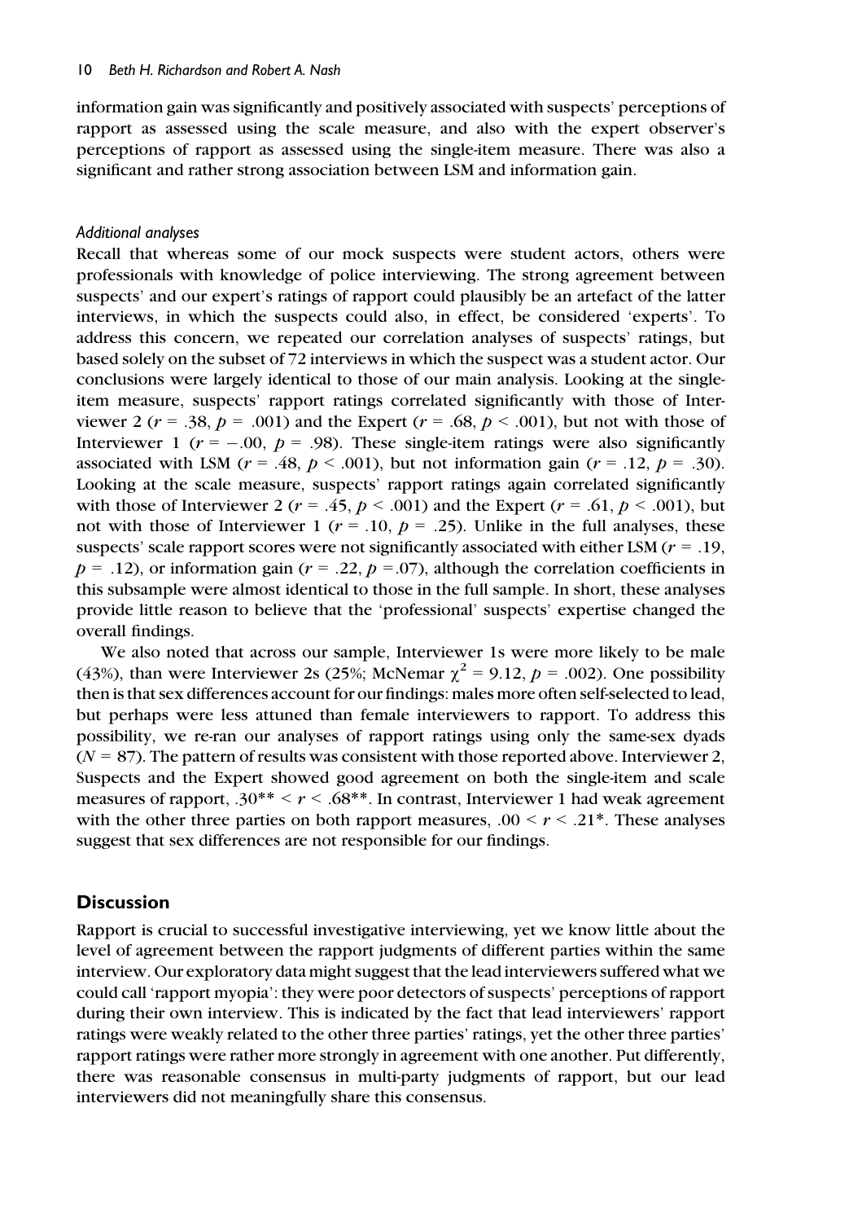information gain was significantly and positively associated with suspects' perceptions of rapport as assessed using the scale measure, and also with the expert observer's perceptions of rapport as assessed using the single-item measure. There was also a significant and rather strong association between LSM and information gain.

### *Additional analyses*

Recall that whereas some of our mock suspects were student actors, others were professionals with knowledge of police interviewing. The strong agreement between suspects' and our expert's ratings of rapport could plausibly be an artefact of the latter interviews, in which the suspects could also, in effect, be considered 'experts'. To address this concern, we repeated our correlation analyses of suspects' ratings, but based solely on the subset of 72 interviews in which the suspect was a student actor. Our conclusions were largely identical to those of our main analysis. Looking at the single-item measure, suspects' rapport ratings correlated significantly with those of Interviewer 2 ($r$ = .38, $p$ = .001) and the Expert ($r$ = .68, $p$ < .001), but not with those of Interviewer 1 ($r$ = −.00, $p$ = .98). These single-item ratings were also significantly associated with LSM ($r$ = .48, $p$ < .001), but not information gain ($r$ = .12, $p$ = .30). Looking at the scale measure, suspects' rapport ratings again correlated significantly with those of Interviewer 2 ($r$ = .45, $p$ < .001) and the Expert ($r$ = .61, $p$ < .001), but not with those of Interviewer 1 ($r$ = .10, $p$ = .25). Unlike in the full analyses, these suspects' scale rapport scores were not significantly associated with either LSM ($r$ = .19, $p$ = .12), or information gain ($r$ = .22, $p$ =.07), although the correlation coefficients in this subsample were almost identical to those in the full sample. In short, these analyses provide little reason to believe that the 'professional' suspects' expertise changed the overall findings.

We also noted that across our sample, Interviewer 1s were more likely to be male (43%), than were Interviewer 2s (25%; McNemar $\chi^2$ = 9.12, $p$ = .002). One possibility then is that sex differences account for our findings: males more often self-selected to lead, but perhaps were less attuned than female interviewers to rapport. To address this possibility, we re-ran our analyses of rapport ratings using only the same-sex dyads ($N$ = 87). The pattern of results was consistent with those reported above. Interviewer 2, Suspects and the Expert showed good agreement on both the single-item and scale measures of rapport, .30** < $r$ < .68**. In contrast, Interviewer 1 had weak agreement with the other three parties on both rapport measures, .00 < $r$ < .21*. These analyses suggest that sex differences are not responsible for our findings.

## Discussion

Rapport is crucial to successful investigative interviewing, yet we know little about the level of agreement between the rapport judgments of different parties within the same interview. Our exploratory data might suggest that the lead interviewers suffered what we could call 'rapport myopia': they were poor detectors of suspects' perceptions of rapport during their own interview. This is indicated by the fact that lead interviewers' rapport ratings were weakly related to the other three parties' ratings, yet the other three parties' rapport ratings were rather more strongly in agreement with one another. Put differently, there was reasonable consensus in multi-party judgments of rapport, but our lead interviewers did not meaningfully share this consensus.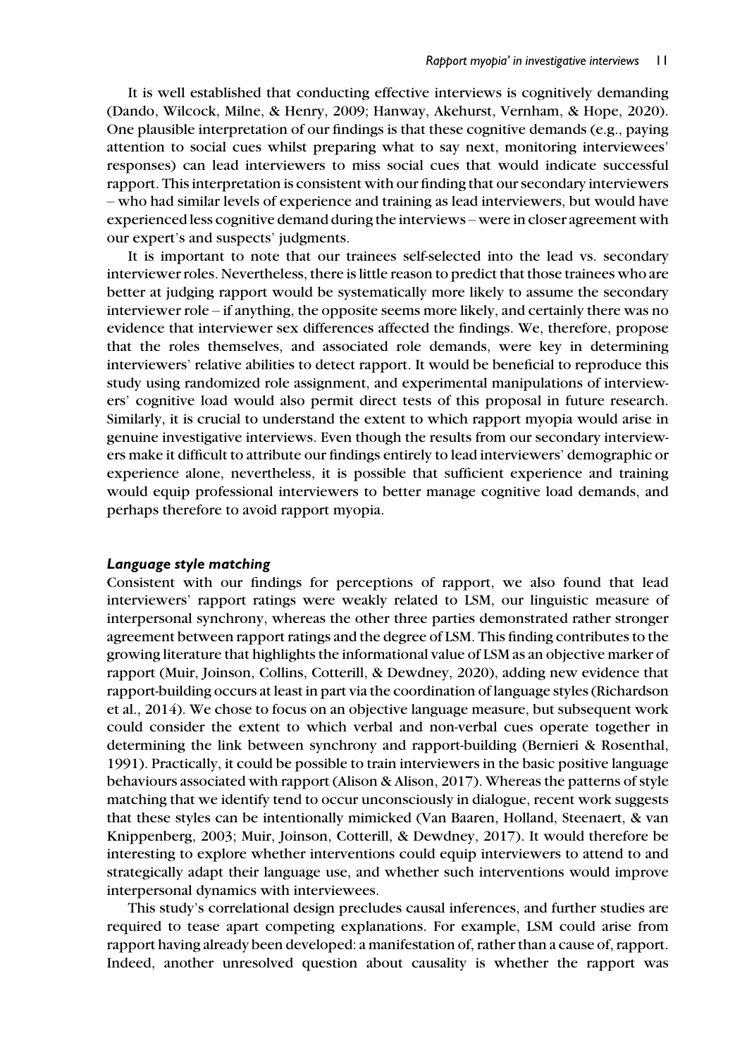It is well established that conducting effective interviews is cognitively demanding (Dando, Wilcock, Milne, & Henry, 2009; Hanway, Akehurst, Vernham, & Hope, 2020). One plausible interpretation of our findings is that these cognitive demands (e.g., paying attention to social cues whilst preparing what to say next, monitoring interviewees' responses) can lead interviewers to miss social cues that would indicate successful rapport. This interpretation is consistent with our finding that our secondary interviewers – who had similar levels of experience and training as lead interviewers, but would have experienced less cognitive demand during the interviews – were in closer agreement with our expert's and suspects' judgments.

It is important to note that our trainees self-selected into the lead vs. secondary interviewer roles. Nevertheless, there is little reason to predict that those trainees who are better at judging rapport would be systematically more likely to assume the secondary interviewer role – if anything, the opposite seems more likely, and certainly there was no evidence that interviewer sex differences affected the findings. We, therefore, propose that the roles themselves, and associated role demands, were key in determining interviewers' relative abilities to detect rapport. It would be beneficial to reproduce this study using randomized role assignment, and experimental manipulations of interviewers' cognitive load would also permit direct tests of this proposal in future research. Similarly, it is crucial to understand the extent to which rapport myopia would arise in genuine investigative interviews. Even though the results from our secondary interviewers make it difficult to attribute our findings entirely to lead interviewers' demographic or experience alone, nevertheless, it is possible that sufficient experience and training would equip professional interviewers to better manage cognitive load demands, and perhaps therefore to avoid rapport myopia.

### *Language style matching*

Consistent with our findings for perceptions of rapport, we also found that lead interviewers' rapport ratings were weakly related to LSM, our linguistic measure of interpersonal synchrony, whereas the other three parties demonstrated rather stronger agreement between rapport ratings and the degree of LSM. This finding contributes to the growing literature that highlights the informational value of LSM as an objective marker of rapport (Muir, Joinson, Collins, Cotterill, & Dewdney, 2020), adding new evidence that rapport-building occurs at least in part via the coordination of language styles (Richardson et al., 2014). We chose to focus on an objective language measure, but subsequent work could consider the extent to which verbal and non-verbal cues operate together in determining the link between synchrony and rapport-building (Bernieri & Rosenthal, 1991). Practically, it could be possible to train interviewers in the basic positive language behaviours associated with rapport (Alison & Alison, 2017). Whereas the patterns of style matching that we identify tend to occur unconsciously in dialogue, recent work suggests that these styles can be intentionally mimicked (Van Baaren, Holland, Steenaert, & van Knippenberg, 2003; Muir, Joinson, Cotterill, & Dewdney, 2017). It would therefore be interesting to explore whether interventions could equip interviewers to attend to and strategically adapt their language use, and whether such interventions would improve interpersonal dynamics with interviewees.

This study's correlational design precludes causal inferences, and further studies are required to tease apart competing explanations. For example, LSM could arise from rapport having already been developed: a manifestation of, rather than a cause of, rapport. Indeed, another unresolved question about causality is whether the rapport was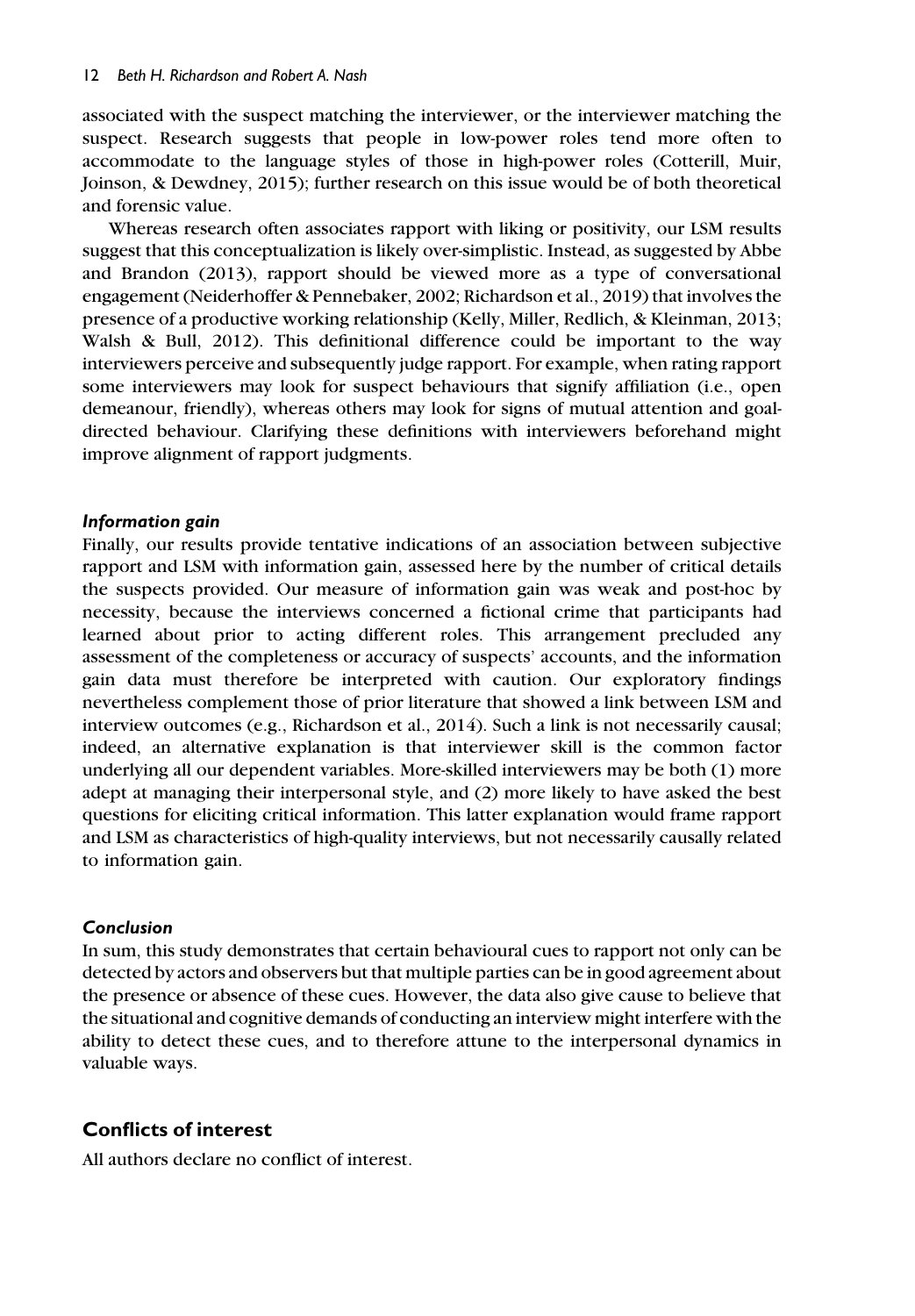associated with the suspect matching the interviewer, or the interviewer matching the suspect. Research suggests that people in low-power roles tend more often to accommodate to the language styles of those in high-power roles (Cotterill, Muir, Joinson, & Dewdney, 2015); further research on this issue would be of both theoretical and forensic value.

Whereas research often associates rapport with liking or positivity, our LSM results suggest that this conceptualization is likely over-simplistic. Instead, as suggested by Abbe and Brandon (2013), rapport should be viewed more as a type of conversational engagement (Neiderhoffer & Pennebaker, 2002; Richardson et al., 2019) that involves the presence of a productive working relationship (Kelly, Miller, Redlich, & Kleinman, 2013; Walsh & Bull, 2012). This definitional difference could be important to the way interviewers perceive and subsequently judge rapport. For example, when rating rapport some interviewers may look for suspect behaviours that signify affiliation (i.e., open demeanour, friendly), whereas others may look for signs of mutual attention and goal-directed behaviour. Clarifying these definitions with interviewers beforehand might improve alignment of rapport judgments.

### *Information gain*

Finally, our results provide tentative indications of an association between subjective rapport and LSM with information gain, assessed here by the number of critical details the suspects provided. Our measure of information gain was weak and post-hoc by necessity, because the interviews concerned a fictional crime that participants had learned about prior to acting different roles. This arrangement precluded any assessment of the completeness or accuracy of suspects' accounts, and the information gain data must therefore be interpreted with caution. Our exploratory findings nevertheless complement those of prior literature that showed a link between LSM and interview outcomes (e.g., Richardson et al., 2014). Such a link is not necessarily causal; indeed, an alternative explanation is that interviewer skill is the common factor underlying all our dependent variables. More-skilled interviewers may be both (1) more adept at managing their interpersonal style, and (2) more likely to have asked the best questions for eliciting critical information. This latter explanation would frame rapport and LSM as characteristics of high-quality interviews, but not necessarily causally related to information gain.

### *Conclusion*

In sum, this study demonstrates that certain behavioural cues to rapport not only can be detected by actors and observers but that multiple parties can be in good agreement about the presence or absence of these cues. However, the data also give cause to believe that the situational and cognitive demands of conducting an interview might interfere with the ability to detect these cues, and to therefore attune to the interpersonal dynamics in valuable ways.

## Conflicts of interest

All authors declare no conflict of interest.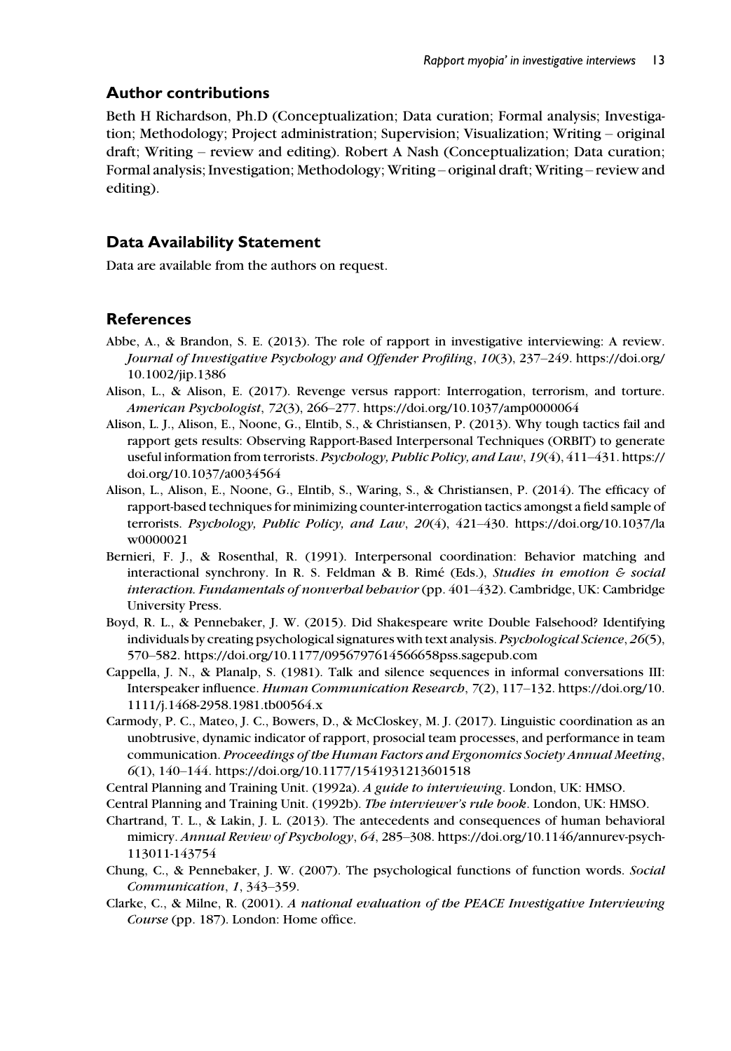## Author contributions

Beth H Richardson, Ph.D (Conceptualization; Data curation; Formal analysis; Investigation; Methodology; Project administration; Supervision; Visualization; Writing – original draft; Writing – review and editing). Robert A Nash (Conceptualization; Data curation; Formal analysis; Investigation; Methodology; Writing – original draft; Writing – review and editing).

## Data Availability Statement

Data are available from the authors on request.

## References

Abbe, A., & Brandon, S. E. (2013). The role of rapport in investigative interviewing: A review. *Journal of Investigative Psychology and Offender Profiling*, *10*(3), 237–249. https://doi.org/10.1002/jip.1386

Alison, L., & Alison, E. (2017). Revenge versus rapport: Interrogation, terrorism, and torture. *American Psychologist*, *72*(3), 266–277. https://doi.org/10.1037/amp0000064

Alison, L. J., Alison, E., Noone, G., Elntib, S., & Christiansen, P. (2013). Why tough tactics fail and rapport gets results: Observing Rapport-Based Interpersonal Techniques (ORBIT) to generate useful information from terrorists. *Psychology, Public Policy, and Law*, *19*(4), 411–431. https://doi.org/10.1037/a0034564

Alison, L., Alison, E., Noone, G., Elntib, S., Waring, S., & Christiansen, P. (2014). The efficacy of rapport-based techniques for minimizing counter-interrogation tactics amongst a field sample of terrorists. *Psychology, Public Policy, and Law*, *20*(4), 421–430. https://doi.org/10.1037/law0000021

Bernieri, F. J., & Rosenthal, R. (1991). Interpersonal coordination: Behavior matching and interactional synchrony. In R. S. Feldman & B. Rimé (Eds.), *Studies in emotion & social interaction. Fundamentals of nonverbal behavior* (pp. 401–432). Cambridge, UK: Cambridge University Press.

Boyd, R. L., & Pennebaker, J. W. (2015). Did Shakespeare write Double Falsehood? Identifying individuals by creating psychological signatures with text analysis. *Psychological Science*, *26*(5), 570–582. https://doi.org/10.1177/0956797614566658pss.sagepub.com

Cappella, J. N., & Planalp, S. (1981). Talk and silence sequences in informal conversations III: Interspeaker influence. *Human Communication Research*, *7*(2), 117–132. https://doi.org/10.1111/j.1468-2958.1981.tb00564.x

Carmody, P. C., Mateo, J. C., Bowers, D., & McCloskey, M. J. (2017). Linguistic coordination as an unobtrusive, dynamic indicator of rapport, prosocial team processes, and performance in team communication. *Proceedings of the Human Factors and Ergonomics Society Annual Meeting*, *6*(1), 140–144. https://doi.org/10.1177/1541931213601518

Central Planning and Training Unit. (1992a). *A guide to interviewing*. London, UK: HMSO.

Central Planning and Training Unit. (1992b). *The interviewer's rule book*. London, UK: HMSO.

Chartrand, T. L., & Lakin, J. L. (2013). The antecedents and consequences of human behavioral mimicry. *Annual Review of Psychology*, *64*, 285–308. https://doi.org/10.1146/annurev-psych-113011-143754

Chung, C., & Pennebaker, J. W. (2007). The psychological functions of function words. *Social Communication*, *1*, 343–359.

Clarke, C., & Milne, R. (2001). *A national evaluation of the PEACE Investigative Interviewing Course* (pp. 187). London: Home office.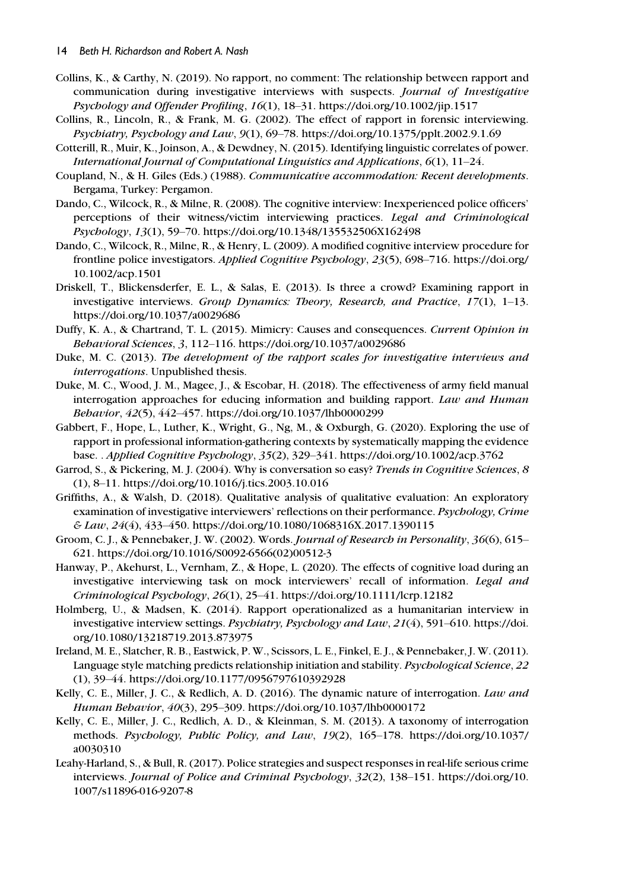Collins, K., & Carthy, N. (2019). No rapport, no comment: The relationship between rapport and communication during investigative interviews with suspects. *Journal of Investigative Psychology and Offender Profiling*, *16*(1), 18–31. https://doi.org/10.1002/jip.1517

Collins, R., Lincoln, R., & Frank, M. G. (2002). The effect of rapport in forensic interviewing. *Psychiatry, Psychology and Law*, *9*(1), 69–78. https://doi.org/10.1375/pplt.2002.9.1.69

Cotterill, R., Muir, K., Joinson, A., & Dewdney, N. (2015). Identifying linguistic correlates of power. *International Journal of Computational Linguistics and Applications*, *6*(1), 11–24.

Coupland, N., & H. Giles (Eds.) (1988). *Communicative accommodation: Recent developments*. Bergama, Turkey: Pergamon.

Dando, C., Wilcock, R., & Milne, R. (2008). The cognitive interview: Inexperienced police officers' perceptions of their witness/victim interviewing practices. *Legal and Criminological Psychology*, *13*(1), 59–70. https://doi.org/10.1348/135532506X162498

Dando, C., Wilcock, R., Milne, R., & Henry, L. (2009). A modified cognitive interview procedure for frontline police investigators. *Applied Cognitive Psychology*, *23*(5), 698–716. https://doi.org/10.1002/acp.1501

Driskell, T., Blickensderfer, E. L., & Salas, E. (2013). Is three a crowd? Examining rapport in investigative interviews. *Group Dynamics: Theory, Research, and Practice*, *17*(1), 1–13. https://doi.org/10.1037/a0029686

Duffy, K. A., & Chartrand, T. L. (2015). Mimicry: Causes and consequences. *Current Opinion in Behavioral Sciences*, *3*, 112–116. https://doi.org/10.1037/a0029686

Duke, M. C. (2013). *The development of the rapport scales for investigative interviews and interrogations*. Unpublished thesis.

Duke, M. C., Wood, J. M., Magee, J., & Escobar, H. (2018). The effectiveness of army field manual interrogation approaches for educing information and building rapport. *Law and Human Behavior*, *42*(5), 442–457. https://doi.org/10.1037/lhb0000299

Gabbert, F., Hope, L., Luther, K., Wright, G., Ng, M., & Oxburgh, G. (2020). Exploring the use of rapport in professional information-gathering contexts by systematically mapping the evidence base. . *Applied Cognitive Psychology*, *35*(2), 329–341. https://doi.org/10.1002/acp.3762

Garrod, S., & Pickering, M. J. (2004). Why is conversation so easy? *Trends in Cognitive Sciences*, *8*(1), 8–11. https://doi.org/10.1016/j.tics.2003.10.016

Griffiths, A., & Walsh, D. (2018). Qualitative analysis of qualitative evaluation: An exploratory examination of investigative interviewers' reflections on their performance. *Psychology, Crime & Law*, *24*(4), 433–450. https://doi.org/10.1080/1068316X.2017.1390115

Groom, C. J., & Pennebaker, J. W. (2002). Words. *Journal of Research in Personality*, *36*(6), 615–621. https://doi.org/10.1016/S0092-6566(02)00512-3

Hanway, P., Akehurst, L., Vernham, Z., & Hope, L. (2020). The effects of cognitive load during an investigative interviewing task on mock interviewers' recall of information. *Legal and Criminological Psychology*, *26*(1), 25–41. https://doi.org/10.1111/lcrp.12182

Holmberg, U., & Madsen, K. (2014). Rapport operationalized as a humanitarian interview in investigative interview settings. *Psychiatry, Psychology and Law*, *21*(4), 591–610. https://doi.org/10.1080/13218719.2013.873975

Ireland, M. E., Slatcher, R. B., Eastwick, P. W., Scissors, L. E., Finkel, E. J., & Pennebaker, J. W. (2011). Language style matching predicts relationship initiation and stability. *Psychological Science*, *22*(1), 39–44. https://doi.org/10.1177/0956797610392928

Kelly, C. E., Miller, J. C., & Redlich, A. D. (2016). The dynamic nature of interrogation. *Law and Human Behavior*, *40*(3), 295–309. https://doi.org/10.1037/lhb0000172

Kelly, C. E., Miller, J. C., Redlich, A. D., & Kleinman, S. M. (2013). A taxonomy of interrogation methods. *Psychology, Public Policy, and Law*, *19*(2), 165–178. https://doi.org/10.1037/a0030310

Leahy-Harland, S., & Bull, R. (2017). Police strategies and suspect responses in real-life serious crime interviews. *Journal of Police and Criminal Psychology*, *32*(2), 138–151. https://doi.org/10.1007/s11896-016-9207-8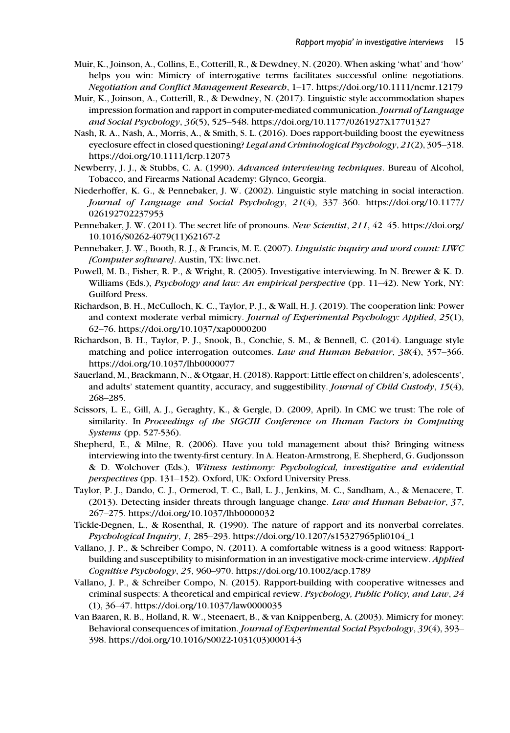Muir, K., Joinson, A., Collins, E., Cotterill, R., & Dewdney, N. (2020). When asking 'what' and 'how' helps you win: Mimicry of interrogative terms facilitates successful online negotiations. *Negotiation and Conflict Management Research*, 1–17. https://doi.org/10.1111/ncmr.12179

Muir, K., Joinson, A., Cotterill, R., & Dewdney, N. (2017). Linguistic style accommodation shapes impression formation and rapport in computer-mediated communication. *Journal of Language and Social Psychology*, *36*(5), 525–548. https://doi.org/10.1177/0261927X17701327

Nash, R. A., Nash, A., Morris, A., & Smith, S. L. (2016). Does rapport-building boost the eyewitness eyeclosure effect in closed questioning? *Legal and Criminological Psychology*, *21*(2), 305–318. https://doi.org/10.1111/lcrp.12073

Newberry, J. J., & Stubbs, C. A. (1990). *Advanced interviewing techniques*. Bureau of Alcohol, Tobacco, and Firearms National Academy: Glynco, Georgia.

Niederhoffer, K. G., & Pennebaker, J. W. (2002). Linguistic style matching in social interaction. *Journal of Language and Social Psychology*, *21*(4), 337–360. https://doi.org/10.1177/026192702237953

Pennebaker, J. W. (2011). The secret life of pronouns. *New Scientist*, *211*, 42–45. https://doi.org/10.1016/S0262-4079(11)62167-2

Pennebaker, J. W., Booth, R. J., & Francis, M. E. (2007). *Linguistic inquiry and word count: LIWC [Computer software]*. Austin, TX: liwc.net.

Powell, M. B., Fisher, R. P., & Wright, R. (2005). Investigative interviewing. In N. Brewer & K. D. Williams (Eds.), *Psychology and law: An empirical perspective* (pp. 11–42). New York, NY: Guilford Press.

Richardson, B. H., McCulloch, K. C., Taylor, P. J., & Wall, H. J. (2019). The cooperation link: Power and context moderate verbal mimicry. *Journal of Experimental Psychology: Applied*, *25*(1), 62–76. https://doi.org/10.1037/xap0000200

Richardson, B. H., Taylor, P. J., Snook, B., Conchie, S. M., & Bennell, C. (2014). Language style matching and police interrogation outcomes. *Law and Human Behavior*, *38*(4), 357–366. https://doi.org/10.1037/lhb0000077

Sauerland, M., Brackmann, N., & Otgaar, H. (2018). Rapport: Little effect on children's, adolescents', and adults' statement quantity, accuracy, and suggestibility. *Journal of Child Custody*, *15*(4), 268–285.

Scissors, L. E., Gill, A. J., Geraghty, K., & Gergle, D. (2009, April). In CMC we trust: The role of similarity. In *Proceedings of the SIGCHI Conference on Human Factors in Computing Systems* (pp. 527-536).

Shepherd, E., & Milne, R. (2006). Have you told management about this? Bringing witness interviewing into the twenty-first century. In A. Heaton-Armstrong, E. Shepherd, G. Gudjonsson & D. Wolchover (Eds.), *Witness testimony: Psychological, investigative and evidential perspectives* (pp. 131–152). Oxford, UK: Oxford University Press.

Taylor, P. J., Dando, C. J., Ormerod, T. C., Ball, L. J., Jenkins, M. C., Sandham, A., & Menacere, T. (2013). Detecting insider threats through language change. *Law and Human Behavior*, *37*, 267–275. https://doi.org/10.1037/lhb0000032

Tickle-Degnen, L., & Rosenthal, R. (1990). The nature of rapport and its nonverbal correlates. *Psychological Inquiry*, *1*, 285–293. https://doi.org/10.1207/s15327965pli0104_1

Vallano, J. P., & Schreiber Compo, N. (2011). A comfortable witness is a good witness: Rapport-building and susceptibility to misinformation in an investigative mock-crime interview. *Applied Cognitive Psychology*, *25*, 960–970. https://doi.org/10.1002/acp.1789

Vallano, J. P., & Schreiber Compo, N. (2015). Rapport-building with cooperative witnesses and criminal suspects: A theoretical and empirical review. *Psychology, Public Policy, and Law*, *24* (1), 36–47. https://doi.org/10.1037/law0000035

Van Baaren, R. B., Holland, R. W., Steenaert, B., & van Knippenberg, A. (2003). Mimicry for money: Behavioral consequences of imitation. *Journal of Experimental Social Psychology*, *39*(4), 393–398. https://doi.org/10.1016/S0022-1031(03)00014-3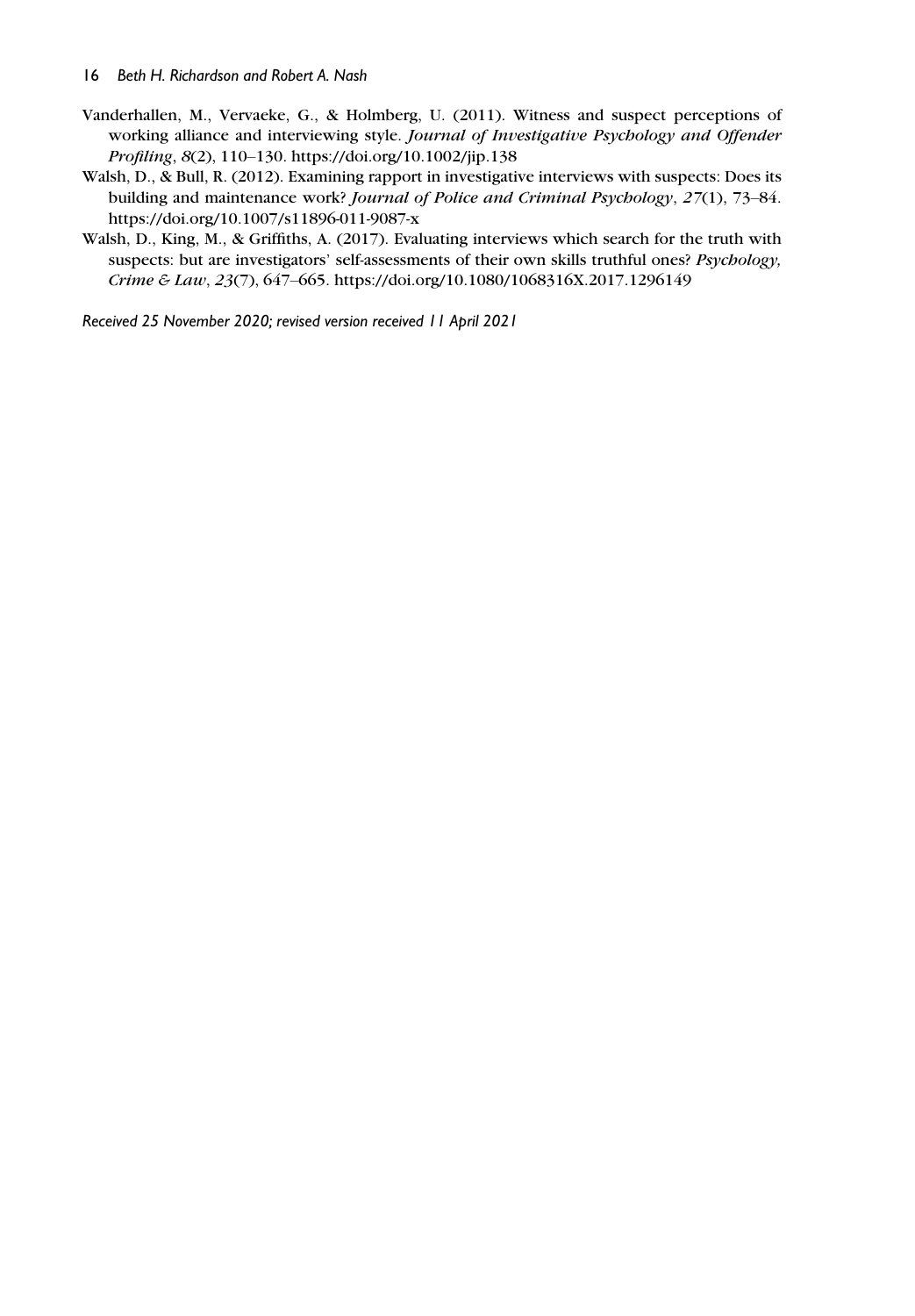Vanderhallen, M., Vervaeke, G., & Holmberg, U. (2011). Witness and suspect perceptions of working alliance and interviewing style. *Journal of Investigative Psychology and Offender Profiling*, *8*(2), 110–130. https://doi.org/10.1002/jip.138

Walsh, D., & Bull, R. (2012). Examining rapport in investigative interviews with suspects: Does its building and maintenance work? *Journal of Police and Criminal Psychology*, *27*(1), 73–84. https://doi.org/10.1007/s11896-011-9087-x

Walsh, D., King, M., & Griffiths, A. (2017). Evaluating interviews which search for the truth with suspects: but are investigators' self-assessments of their own skills truthful ones? *Psychology, Crime & Law*, *23*(7), 647–665. https://doi.org/10.1080/1068316X.2017.1296149

*Received 25 November 2020; revised version received 11 April 2021*